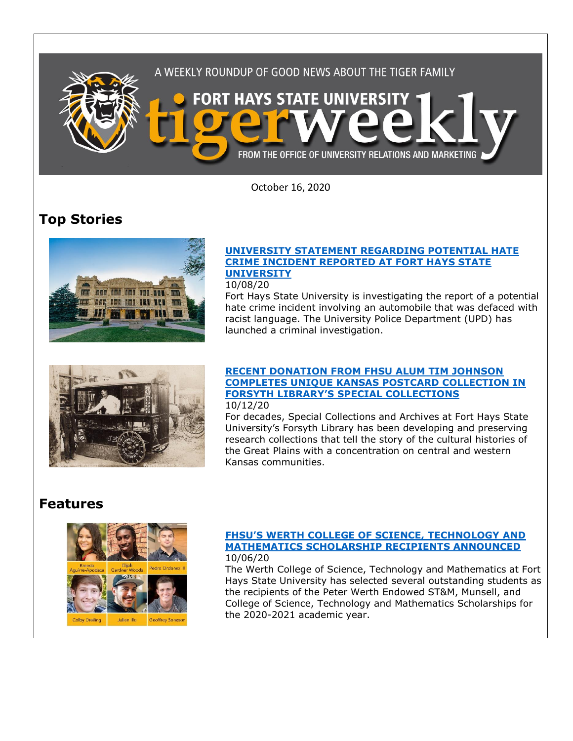A WEEKLY ROUNDUP OF GOOD NEWS ABOUT THE TIGER FAMILY

# FORT HAYS STATE UNIVERSITY tigerweekly

FROM THE OFFICE OF UNIVERSITY RELATIONS AND MARKETING

October 16, 2020

## Top Stories

**UNIVERSITY STATEMENT REGARDING POTENTIAL HATE CRIME INCIDENT REPORTED AT FORT HAYS STATE UNIVERSITY**

10/08/20

Fort Hays State University is investigating the report of a potential hate crime incident involving an automobile that was defaced with racist language. The University Police Department (UPD) has launched a criminal investigation.

**RECENT DONATION FROM FHSU ALUM TIM JOHNSON COMPLETES UNIQUE KANSAS POSTCARD COLLECTION IN FORSYTH LIBRARY'S SPECIAL COLLECTIONS**

10/12/20

For decades, Special Collections and Archives at Fort Hays State University's Forsyth Library has been developing and preserving research collections that tell the story of the cultural histories of the Great Plains with a concentration on central and western Kansas communities.

## Features

Brenda Aguirre-Apodaca, Elijah Gardner Woods, Pedro Ordonez III, Colby Dreiling, Julien Illo, Geoffrey Soneson

**FHSU'S WERTH COLLEGE OF SCIENCE, TECHNOLOGY AND MATHEMATICS SCHOLARSHIP RECIPIENTS ANNOUNCED**

10/06/20

The Werth College of Science, Technology and Mathematics at Fort Hays State University has selected several outstanding students as the recipients of the Peter Werth Endowed ST&M, Munsell, and College of Science, Technology and Mathematics Scholarships for the 2020-2021 academic year.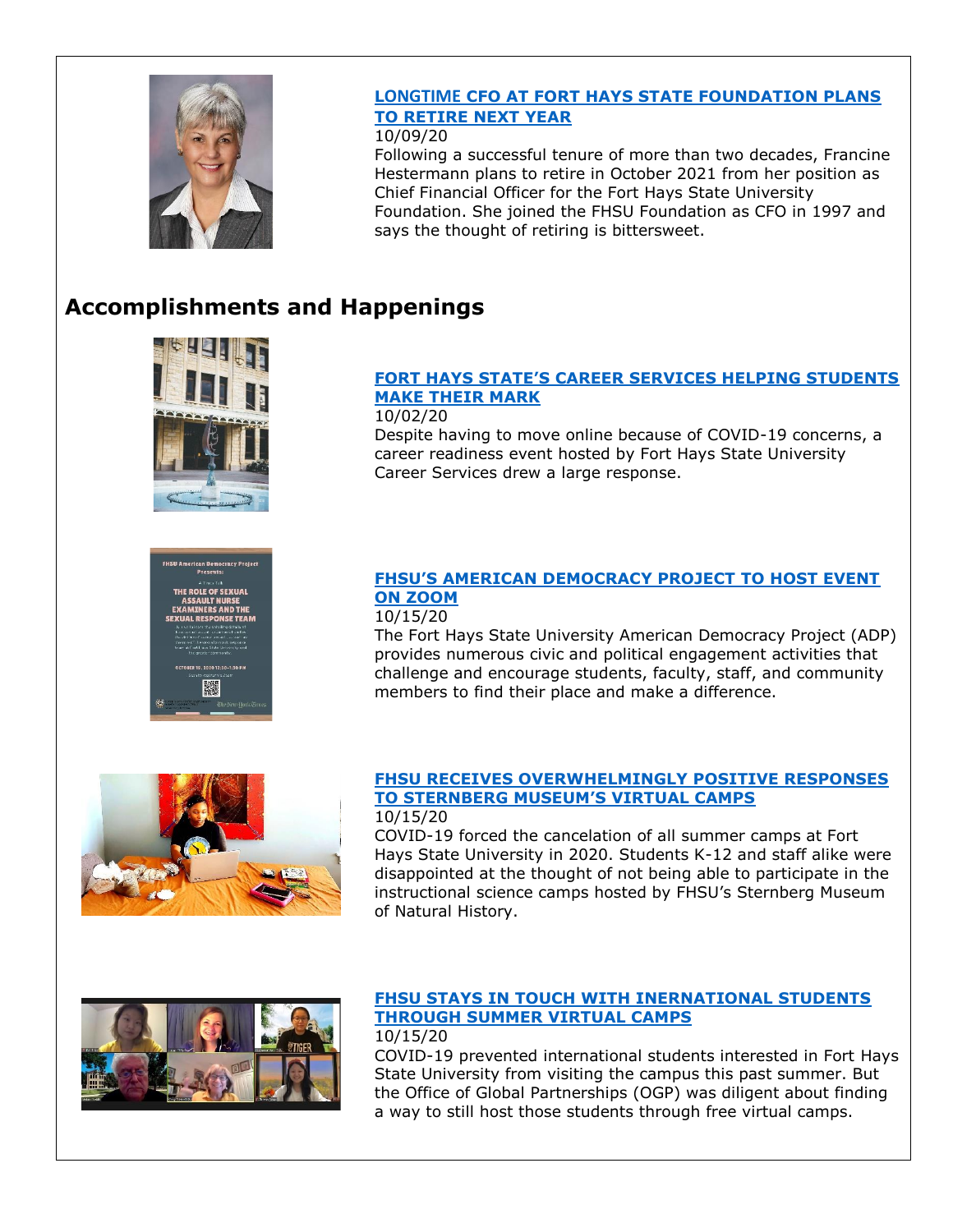**[LONGTIME CFO AT FORT HAYS STATE FOUNDATION PLANS TO RETIRE NEXT YEAR]**

10/09/20

Following a successful tenure of more than two decades, Francine Hestermann plans to retire in October 2021 from her position as Chief Financial Officer for the Fort Hays State University Foundation. She joined the FHSU Foundation as CFO in 1997 and says the thought of retiring is bittersweet.

## Accomplishments and Happenings

**[FORT HAYS STATE'S CAREER SERVICES HELPING STUDENTS MAKE THEIR MARK]**

10/02/20

Despite having to move online because of COVID-19 concerns, a career readiness event hosted by Fort Hays State University Career Services drew a large response.

**[FHSU'S AMERICAN DEMOCRACY PROJECT TO HOST EVENT ON ZOOM]**

10/15/20

The Fort Hays State University American Democracy Project (ADP) provides numerous civic and political engagement activities that challenge and encourage students, faculty, staff, and community members to find their place and make a difference.

**[FHSU RECEIVES OVERWHELMINGLY POSITIVE RESPONSES TO STERNBERG MUSEUM'S VIRTUAL CAMPS]**

10/15/20

COVID-19 forced the cancelation of all summer camps at Fort Hays State University in 2020. Students K-12 and staff alike were disappointed at the thought of not being able to participate in the instructional science camps hosted by FHSU's Sternberg Museum of Natural History.

**[FHSU STAYS IN TOUCH WITH INERNATIONAL STUDENTS THROUGH SUMMER VIRTUAL CAMPS]**

10/15/20

COVID-19 prevented international students interested in Fort Hays State University from visiting the campus this past summer. But the Office of Global Partnerships (OGP) was diligent about finding a way to still host those students through free virtual camps.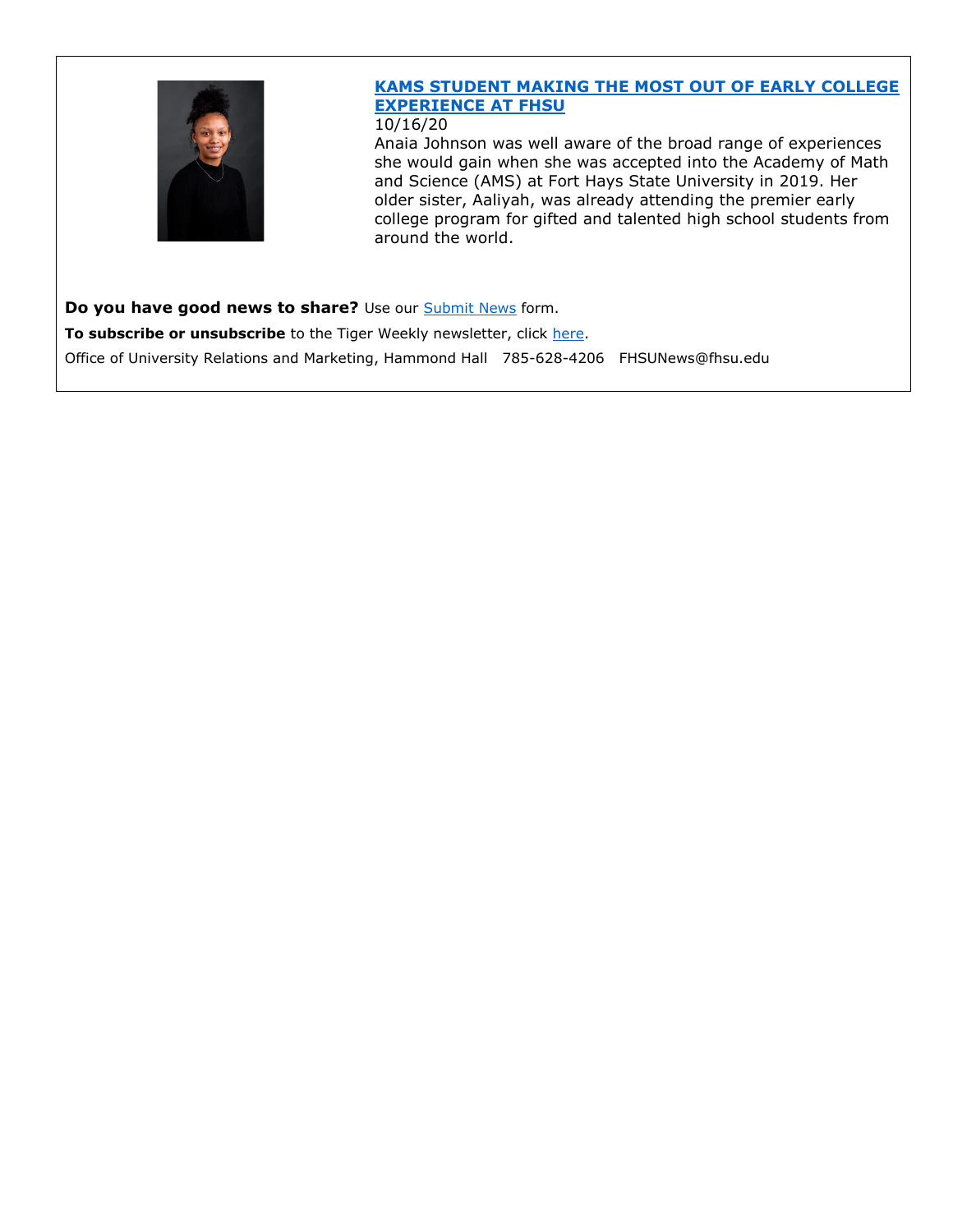### KAMS STUDENT MAKING THE MOST OUT OF EARLY COLLEGE EXPERIENCE AT FHSU

10/16/20

Anaia Johnson was well aware of the broad range of experiences she would gain when she was accepted into the Academy of Math and Science (AMS) at Fort Hays State University in 2019. Her older sister, Aaliyah, was already attending the premier early college program for gifted and talented high school students from around the world.

**Do you have good news to share?** Use our Submit News form.

**To subscribe or unsubscribe** to the Tiger Weekly newsletter, click here.

Office of University Relations and Marketing, Hammond Hall 785-628-4206 FHSUNews@fhsu.edu